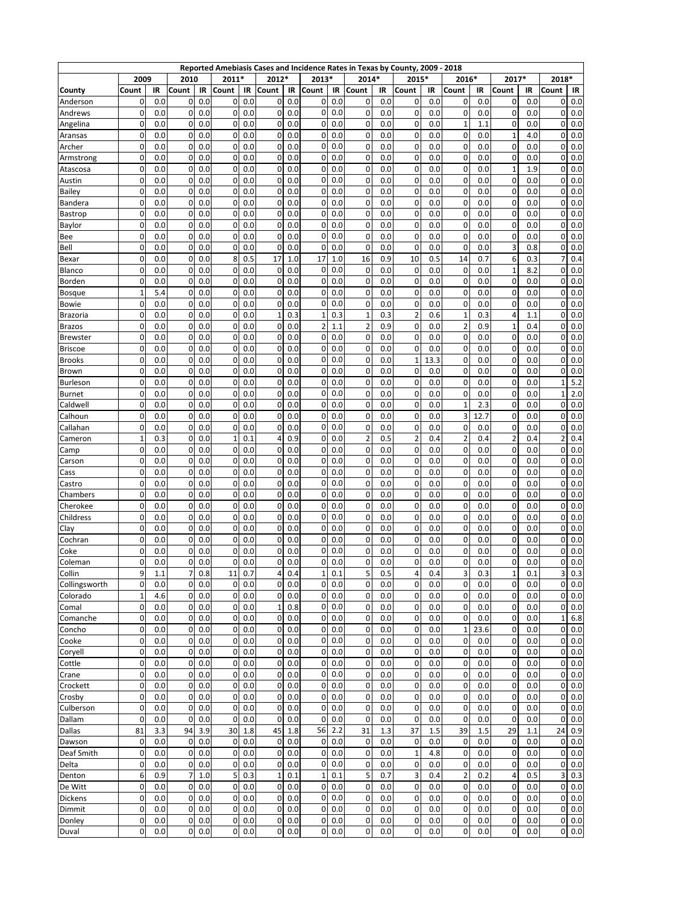| Reported Amebiasis Cases and Incidence Rates in Texas by County, 2009 - 2018 | | | | | | | | | | | | | | | | | | | | |
|---|---|---|---|---|---|---|---|---|---|---|---|---|---|---|---|---|---|---|---|---|
| | 2009 | | 2010 | | 2011* | | 2012* | | 2013* | | 2014* | | 2015* | | 2016* | | 2017* | | 2018* | |
| County | Count | IR | Count | IR | Count | IR | Count | IR | Count | IR | Count | IR | Count | IR | Count | IR | Count | IR | Count | IR |
| Anderson | 0 | 0.0 | 0 | 0.0 | 0 | 0.0 | 0 | 0.0 | 0 | 0.0 | 0 | 0.0 | 0 | 0.0 | 0 | 0.0 | 0 | 0.0 | 0 | 0.0 |
| Andrews | 0 | 0.0 | 0 | 0.0 | 0 | 0.0 | 0 | 0.0 | 0 | 0.0 | 0 | 0.0 | 0 | 0.0 | 0 | 0.0 | 0 | 0.0 | 0 | 0.0 |
| Angelina | 0 | 0.0 | 0 | 0.0 | 0 | 0.0 | 0 | 0.0 | 0 | 0.0 | 0 | 0.0 | 0 | 0.0 | 1 | 1.1 | 0 | 0.0 | 0 | 0.0 |
| Aransas | 0 | 0.0 | 0 | 0.0 | 0 | 0.0 | 0 | 0.0 | 0 | 0.0 | 0 | 0.0 | 0 | 0.0 | 0 | 0.0 | 1 | 4.0 | 0 | 0.0 |
| Archer | 0 | 0.0 | 0 | 0.0 | 0 | 0.0 | 0 | 0.0 | 0 | 0.0 | 0 | 0.0 | 0 | 0.0 | 0 | 0.0 | 0 | 0.0 | 0 | 0.0 |
| Armstrong | 0 | 0.0 | 0 | 0.0 | 0 | 0.0 | 0 | 0.0 | 0 | 0.0 | 0 | 0.0 | 0 | 0.0 | 0 | 0.0 | 0 | 0.0 | 0 | 0.0 |
| Atascosa | 0 | 0.0 | 0 | 0.0 | 0 | 0.0 | 0 | 0.0 | 0 | 0.0 | 0 | 0.0 | 0 | 0.0 | 0 | 0.0 | 1 | 1.9 | 0 | 0.0 |
| Austin | 0 | 0.0 | 0 | 0.0 | 0 | 0.0 | 0 | 0.0 | 0 | 0.0 | 0 | 0.0 | 0 | 0.0 | 0 | 0.0 | 0 | 0.0 | 0 | 0.0 |
| Bailey | 0 | 0.0 | 0 | 0.0 | 0 | 0.0 | 0 | 0.0 | 0 | 0.0 | 0 | 0.0 | 0 | 0.0 | 0 | 0.0 | 0 | 0.0 | 0 | 0.0 |
| Bandera | 0 | 0.0 | 0 | 0.0 | 0 | 0.0 | 0 | 0.0 | 0 | 0.0 | 0 | 0.0 | 0 | 0.0 | 0 | 0.0 | 0 | 0.0 | 0 | 0.0 |
| Bastrop | 0 | 0.0 | 0 | 0.0 | 0 | 0.0 | 0 | 0.0 | 0 | 0.0 | 0 | 0.0 | 0 | 0.0 | 0 | 0.0 | 0 | 0.0 | 0 | 0.0 |
| Baylor | 0 | 0.0 | 0 | 0.0 | 0 | 0.0 | 0 | 0.0 | 0 | 0.0 | 0 | 0.0 | 0 | 0.0 | 0 | 0.0 | 0 | 0.0 | 0 | 0.0 |
| Bee | 0 | 0.0 | 0 | 0.0 | 0 | 0.0 | 0 | 0.0 | 0 | 0.0 | 0 | 0.0 | 0 | 0.0 | 0 | 0.0 | 0 | 0.0 | 0 | 0.0 |
| Bell | 0 | 0.0 | 0 | 0.0 | 0 | 0.0 | 0 | 0.0 | 0 | 0.0 | 0 | 0.0 | 0 | 0.0 | 0 | 0.0 | 3 | 0.8 | 0 | 0.0 |
| Bexar | 0 | 0.0 | 0 | 0.0 | 8 | 0.5 | 17 | 1.0 | 17 | 1.0 | 16 | 0.9 | 10 | 0.5 | 14 | 0.7 | 6 | 0.3 | 7 | 0.4 |
| Blanco | 0 | 0.0 | 0 | 0.0 | 0 | 0.0 | 0 | 0.0 | 0 | 0.0 | 0 | 0.0 | 0 | 0.0 | 0 | 0.0 | 1 | 8.2 | 0 | 0.0 |
| Borden | 0 | 0.0 | 0 | 0.0 | 0 | 0.0 | 0 | 0.0 | 0 | 0.0 | 0 | 0.0 | 0 | 0.0 | 0 | 0.0 | 0 | 0.0 | 0 | 0.0 |
| Bosque | 1 | 5.4 | 0 | 0.0 | 0 | 0.0 | 0 | 0.0 | 0 | 0.0 | 0 | 0.0 | 0 | 0.0 | 0 | 0.0 | 0 | 0.0 | 0 | 0.0 |
| Bowie | 0 | 0.0 | 0 | 0.0 | 0 | 0.0 | 0 | 0.0 | 0 | 0.0 | 0 | 0.0 | 0 | 0.0 | 0 | 0.0 | 0 | 0.0 | 0 | 0.0 |
| Brazoria | 0 | 0.0 | 0 | 0.0 | 0 | 0.0 | 1 | 0.3 | 1 | 0.3 | 1 | 0.3 | 2 | 0.6 | 1 | 0.3 | 4 | 1.1 | 0 | 0.0 |
| Brazos | 0 | 0.0 | 0 | 0.0 | 0 | 0.0 | 0 | 0.0 | 2 | 1.1 | 2 | 0.9 | 0 | 0.0 | 2 | 0.9 | 1 | 0.4 | 0 | 0.0 |
| Brewster | 0 | 0.0 | 0 | 0.0 | 0 | 0.0 | 0 | 0.0 | 0 | 0.0 | 0 | 0.0 | 0 | 0.0 | 0 | 0.0 | 0 | 0.0 | 0 | 0.0 |
| Briscoe | 0 | 0.0 | 0 | 0.0 | 0 | 0.0 | 0 | 0.0 | 0 | 0.0 | 0 | 0.0 | 0 | 0.0 | 0 | 0.0 | 0 | 0.0 | 0 | 0.0 |
| Brooks | 0 | 0.0 | 0 | 0.0 | 0 | 0.0 | 0 | 0.0 | 0 | 0.0 | 0 | 0.0 | 1 | 13.3 | 0 | 0.0 | 0 | 0.0 | 0 | 0.0 |
| Brown | 0 | 0.0 | 0 | 0.0 | 0 | 0.0 | 0 | 0.0 | 0 | 0.0 | 0 | 0.0 | 0 | 0.0 | 0 | 0.0 | 0 | 0.0 | 0 | 0.0 |
| Burleson | 0 | 0.0 | 0 | 0.0 | 0 | 0.0 | 0 | 0.0 | 0 | 0.0 | 0 | 0.0 | 0 | 0.0 | 0 | 0.0 | 0 | 0.0 | 1 | 5.2 |
| Burnet | 0 | 0.0 | 0 | 0.0 | 0 | 0.0 | 0 | 0.0 | 0 | 0.0 | 0 | 0.0 | 0 | 0.0 | 0 | 0.0 | 0 | 0.0 | 1 | 2.0 |
| Caldwell | 0 | 0.0 | 0 | 0.0 | 0 | 0.0 | 0 | 0.0 | 0 | 0.0 | 0 | 0.0 | 0 | 0.0 | 1 | 2.3 | 0 | 0.0 | 0 | 0.0 |
| Calhoun | 0 | 0.0 | 0 | 0.0 | 0 | 0.0 | 0 | 0.0 | 0 | 0.0 | 0 | 0.0 | 0 | 0.0 | 3 | 12.7 | 0 | 0.0 | 0 | 0.0 |
| Callahan | 0 | 0.0 | 0 | 0.0 | 0 | 0.0 | 0 | 0.0 | 0 | 0.0 | 0 | 0.0 | 0 | 0.0 | 0 | 0.0 | 0 | 0.0 | 0 | 0.0 |
| Cameron | 1 | 0.3 | 0 | 0.0 | 1 | 0.1 | 4 | 0.9 | 0 | 0.0 | 2 | 0.5 | 2 | 0.4 | 2 | 0.4 | 2 | 0.4 | 2 | 0.4 |
| Camp | 0 | 0.0 | 0 | 0.0 | 0 | 0.0 | 0 | 0.0 | 0 | 0.0 | 0 | 0.0 | 0 | 0.0 | 0 | 0.0 | 0 | 0.0 | 0 | 0.0 |
| Carson | 0 | 0.0 | 0 | 0.0 | 0 | 0.0 | 0 | 0.0 | 0 | 0.0 | 0 | 0.0 | 0 | 0.0 | 0 | 0.0 | 0 | 0.0 | 0 | 0.0 |
| Cass | 0 | 0.0 | 0 | 0.0 | 0 | 0.0 | 0 | 0.0 | 0 | 0.0 | 0 | 0.0 | 0 | 0.0 | 0 | 0.0 | 0 | 0.0 | 0 | 0.0 |
| Castro | 0 | 0.0 | 0 | 0.0 | 0 | 0.0 | 0 | 0.0 | 0 | 0.0 | 0 | 0.0 | 0 | 0.0 | 0 | 0.0 | 0 | 0.0 | 0 | 0.0 |
| Chambers | 0 | 0.0 | 0 | 0.0 | 0 | 0.0 | 0 | 0.0 | 0 | 0.0 | 0 | 0.0 | 0 | 0.0 | 0 | 0.0 | 0 | 0.0 | 0 | 0.0 |
| Cherokee | 0 | 0.0 | 0 | 0.0 | 0 | 0.0 | 0 | 0.0 | 0 | 0.0 | 0 | 0.0 | 0 | 0.0 | 0 | 0.0 | 0 | 0.0 | 0 | 0.0 |
| Childress | 0 | 0.0 | 0 | 0.0 | 0 | 0.0 | 0 | 0.0 | 0 | 0.0 | 0 | 0.0 | 0 | 0.0 | 0 | 0.0 | 0 | 0.0 | 0 | 0.0 |
| Clay | 0 | 0.0 | 0 | 0.0 | 0 | 0.0 | 0 | 0.0 | 0 | 0.0 | 0 | 0.0 | 0 | 0.0 | 0 | 0.0 | 0 | 0.0 | 0 | 0.0 |
| Cochran | 0 | 0.0 | 0 | 0.0 | 0 | 0.0 | 0 | 0.0 | 0 | 0.0 | 0 | 0.0 | 0 | 0.0 | 0 | 0.0 | 0 | 0.0 | 0 | 0.0 |
| Coke | 0 | 0.0 | 0 | 0.0 | 0 | 0.0 | 0 | 0.0 | 0 | 0.0 | 0 | 0.0 | 0 | 0.0 | 0 | 0.0 | 0 | 0.0 | 0 | 0.0 |
| Coleman | 0 | 0.0 | 0 | 0.0 | 0 | 0.0 | 0 | 0.0 | 0 | 0.0 | 0 | 0.0 | 0 | 0.0 | 0 | 0.0 | 0 | 0.0 | 0 | 0.0 |
| Collin | 9 | 1.1 | 7 | 0.8 | 11 | 0.7 | 4 | 0.4 | 1 | 0.1 | 5 | 0.5 | 4 | 0.4 | 3 | 0.3 | 1 | 0.1 | 3 | 0.3 |
| Collingsworth | 0 | 0.0 | 0 | 0.0 | 0 | 0.0 | 0 | 0.0 | 0 | 0.0 | 0 | 0.0 | 0 | 0.0 | 0 | 0.0 | 0 | 0.0 | 0 | 0.0 |
| Colorado | 1 | 4.6 | 0 | 0.0 | 0 | 0.0 | 0 | 0.0 | 0 | 0.0 | 0 | 0.0 | 0 | 0.0 | 0 | 0.0 | 0 | 0.0 | 0 | 0.0 |
| Comal | 0 | 0.0 | 0 | 0.0 | 0 | 0.0 | 1 | 0.8 | 0 | 0.0 | 0 | 0.0 | 0 | 0.0 | 0 | 0.0 | 0 | 0.0 | 0 | 0.0 |
| Comanche | 0 | 0.0 | 0 | 0.0 | 0 | 0.0 | 0 | 0.0 | 0 | 0.0 | 0 | 0.0 | 0 | 0.0 | 0 | 0.0 | 0 | 0.0 | 1 | 6.8 |
| Concho | 0 | 0.0 | 0 | 0.0 | 0 | 0.0 | 0 | 0.0 | 0 | 0.0 | 0 | 0.0 | 0 | 0.0 | 1 | 23.6 | 0 | 0.0 | 0 | 0.0 |
| Cooke | 0 | 0.0 | 0 | 0.0 | 0 | 0.0 | 0 | 0.0 | 0 | 0.0 | 0 | 0.0 | 0 | 0.0 | 0 | 0.0 | 0 | 0.0 | 0 | 0.0 |
| Coryell | 0 | 0.0 | 0 | 0.0 | 0 | 0.0 | 0 | 0.0 | 0 | 0.0 | 0 | 0.0 | 0 | 0.0 | 0 | 0.0 | 0 | 0.0 | 0 | 0.0 |
| Cottle | 0 | 0.0 | 0 | 0.0 | 0 | 0.0 | 0 | 0.0 | 0 | 0.0 | 0 | 0.0 | 0 | 0.0 | 0 | 0.0 | 0 | 0.0 | 0 | 0.0 |
| Crane | 0 | 0.0 | 0 | 0.0 | 0 | 0.0 | 0 | 0.0 | 0 | 0.0 | 0 | 0.0 | 0 | 0.0 | 0 | 0.0 | 0 | 0.0 | 0 | 0.0 |
| Crockett | 0 | 0.0 | 0 | 0.0 | 0 | 0.0 | 0 | 0.0 | 0 | 0.0 | 0 | 0.0 | 0 | 0.0 | 0 | 0.0 | 0 | 0.0 | 0 | 0.0 |
| Crosby | 0 | 0.0 | 0 | 0.0 | 0 | 0.0 | 0 | 0.0 | 0 | 0.0 | 0 | 0.0 | 0 | 0.0 | 0 | 0.0 | 0 | 0.0 | 0 | 0.0 |
| Culberson | 0 | 0.0 | 0 | 0.0 | 0 | 0.0 | 0 | 0.0 | 0 | 0.0 | 0 | 0.0 | 0 | 0.0 | 0 | 0.0 | 0 | 0.0 | 0 | 0.0 |
| Dallam | 0 | 0.0 | 0 | 0.0 | 0 | 0.0 | 0 | 0.0 | 0 | 0.0 | 0 | 0.0 | 0 | 0.0 | 0 | 0.0 | 0 | 0.0 | 0 | 0.0 |
| Dallas | 81 | 3.3 | 94 | 3.9 | 30 | 1.8 | 45 | 1.8 | 56 | 2.2 | 31 | 1.3 | 37 | 1.5 | 39 | 1.5 | 29 | 1.1 | 24 | 0.9 |
| Dawson | 0 | 0.0 | 0 | 0.0 | 0 | 0.0 | 0 | 0.0 | 0 | 0.0 | 0 | 0.0 | 0 | 0.0 | 0 | 0.0 | 0 | 0.0 | 0 | 0.0 |
| Deaf Smith | 0 | 0.0 | 0 | 0.0 | 0 | 0.0 | 0 | 0.0 | 0 | 0.0 | 0 | 0.0 | 1 | 4.8 | 0 | 0.0 | 0 | 0.0 | 0 | 0.0 |
| Delta | 0 | 0.0 | 0 | 0.0 | 0 | 0.0 | 0 | 0.0 | 0 | 0.0 | 0 | 0.0 | 0 | 0.0 | 0 | 0.0 | 0 | 0.0 | 0 | 0.0 |
| Denton | 6 | 0.9 | 7 | 1.0 | 5 | 0.3 | 1 | 0.1 | 1 | 0.1 | 5 | 0.7 | 3 | 0.4 | 2 | 0.2 | 4 | 0.5 | 3 | 0.3 |
| De Witt | 0 | 0.0 | 0 | 0.0 | 0 | 0.0 | 0 | 0.0 | 0 | 0.0 | 0 | 0.0 | 0 | 0.0 | 0 | 0.0 | 0 | 0.0 | 0 | 0.0 |
| Dickens | 0 | 0.0 | 0 | 0.0 | 0 | 0.0 | 0 | 0.0 | 0 | 0.0 | 0 | 0.0 | 0 | 0.0 | 0 | 0.0 | 0 | 0.0 | 0 | 0.0 |
| Dimmit | 0 | 0.0 | 0 | 0.0 | 0 | 0.0 | 0 | 0.0 | 0 | 0.0 | 0 | 0.0 | 0 | 0.0 | 0 | 0.0 | 0 | 0.0 | 0 | 0.0 |
| Donley | 0 | 0.0 | 0 | 0.0 | 0 | 0.0 | 0 | 0.0 | 0 | 0.0 | 0 | 0.0 | 0 | 0.0 | 0 | 0.0 | 0 | 0.0 | 0 | 0.0 |
| Duval | 0 | 0.0 | 0 | 0.0 | 0 | 0.0 | 0 | 0.0 | 0 | 0.0 | 0 | 0.0 | 0 | 0.0 | 0 | 0.0 | 0 | 0.0 | 0 | 0.0 |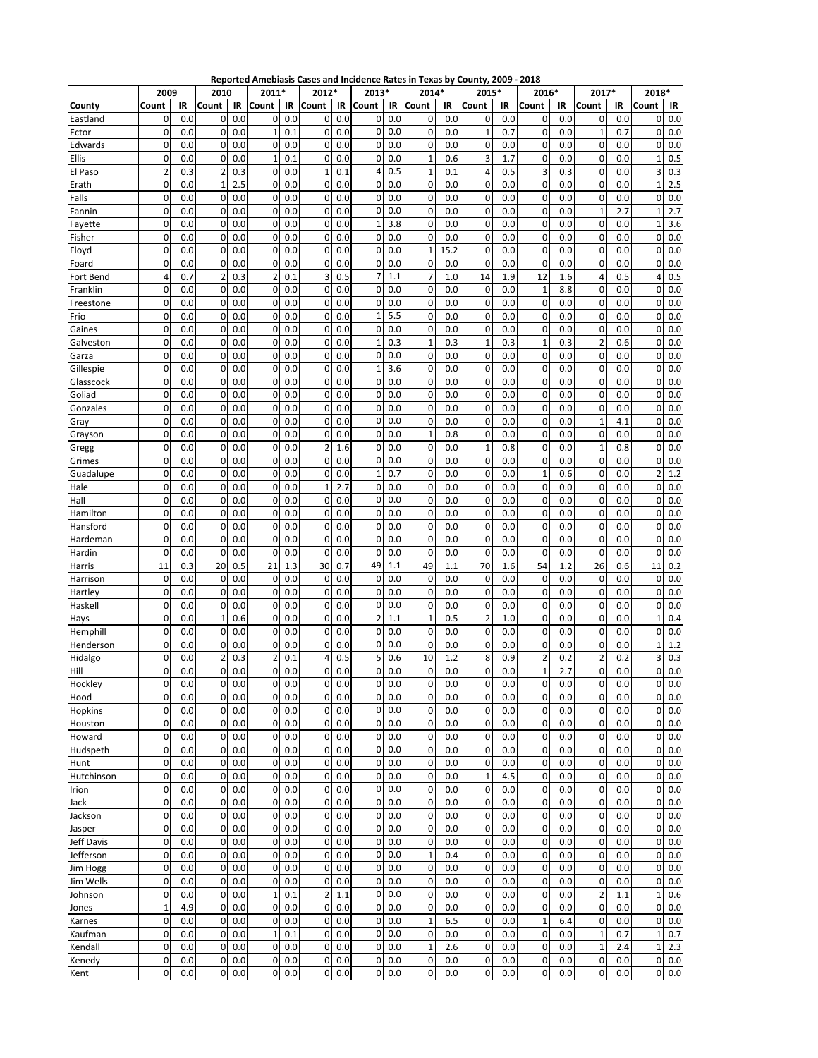| Reported Amebiasis Cases and Incidence Rates in Texas by County, 2009 - 2018 | | | | | | | | | | | | | | | | | | | | |
|---|---|---|---|---|---|---|---|---|---|---|---|---|---|---|---|---|---|---|---|---|
| | 2009 | | 2010 | | 2011* | | 2012* | | 2013* | | 2014* | | 2015* | | 2016* | | 2017* | | 2018* | |
| County | Count | IR | Count | IR | Count | IR | Count | IR | Count | IR | Count | IR | Count | IR | Count | IR | Count | IR | Count | IR |
| Eastland | 0 | 0.0 | 0 | 0.0 | 0 | 0.0 | 0 | 0.0 | 0 | 0.0 | 0 | 0.0 | 0 | 0.0 | 0 | 0.0 | 0 | 0.0 | 0 | 0.0 |
| Ector | 0 | 0.0 | 0 | 0.0 | 1 | 0.1 | 0 | 0.0 | 0 | 0.0 | 0 | 0.0 | 1 | 0.7 | 0 | 0.0 | 1 | 0.7 | 0 | 0.0 |
| Edwards | 0 | 0.0 | 0 | 0.0 | 0 | 0.0 | 0 | 0.0 | 0 | 0.0 | 0 | 0.0 | 0 | 0.0 | 0 | 0.0 | 0 | 0.0 | 0 | 0.0 |
| Ellis | 0 | 0.0 | 0 | 0.0 | 1 | 0.1 | 0 | 0.0 | 0 | 0.0 | 1 | 0.6 | 3 | 1.7 | 0 | 0.0 | 0 | 0.0 | 1 | 0.5 |
| El Paso | 2 | 0.3 | 2 | 0.3 | 0 | 0.0 | 1 | 0.1 | 4 | 0.5 | 1 | 0.1 | 4 | 0.5 | 3 | 0.3 | 0 | 0.0 | 3 | 0.3 |
| Erath | 0 | 0.0 | 1 | 2.5 | 0 | 0.0 | 0 | 0.0 | 0 | 0.0 | 0 | 0.0 | 0 | 0.0 | 0 | 0.0 | 0 | 0.0 | 1 | 2.5 |
| Falls | 0 | 0.0 | 0 | 0.0 | 0 | 0.0 | 0 | 0.0 | 0 | 0.0 | 0 | 0.0 | 0 | 0.0 | 0 | 0.0 | 0 | 0.0 | 0 | 0.0 |
| Fannin | 0 | 0.0 | 0 | 0.0 | 0 | 0.0 | 0 | 0.0 | 0 | 0.0 | 0 | 0.0 | 0 | 0.0 | 0 | 0.0 | 1 | 2.7 | 1 | 2.7 |
| Fayette | 0 | 0.0 | 0 | 0.0 | 0 | 0.0 | 0 | 0.0 | 1 | 3.8 | 0 | 0.0 | 0 | 0.0 | 0 | 0.0 | 0 | 0.0 | 1 | 3.6 |
| Fisher | 0 | 0.0 | 0 | 0.0 | 0 | 0.0 | 0 | 0.0 | 0 | 0.0 | 0 | 0.0 | 0 | 0.0 | 0 | 0.0 | 0 | 0.0 | 0 | 0.0 |
| Floyd | 0 | 0.0 | 0 | 0.0 | 0 | 0.0 | 0 | 0.0 | 0 | 0.0 | 1 | 15.2 | 0 | 0.0 | 0 | 0.0 | 0 | 0.0 | 0 | 0.0 |
| Foard | 0 | 0.0 | 0 | 0.0 | 0 | 0.0 | 0 | 0.0 | 0 | 0.0 | 0 | 0.0 | 0 | 0.0 | 0 | 0.0 | 0 | 0.0 | 0 | 0.0 |
| Fort Bend | 4 | 0.7 | 2 | 0.3 | 2 | 0.1 | 3 | 0.5 | 7 | 1.1 | 7 | 1.0 | 14 | 1.9 | 12 | 1.6 | 4 | 0.5 | 4 | 0.5 |
| Franklin | 0 | 0.0 | 0 | 0.0 | 0 | 0.0 | 0 | 0.0 | 0 | 0.0 | 0 | 0.0 | 0 | 0.0 | 1 | 8.8 | 0 | 0.0 | 0 | 0.0 |
| Freestone | 0 | 0.0 | 0 | 0.0 | 0 | 0.0 | 0 | 0.0 | 0 | 0.0 | 0 | 0.0 | 0 | 0.0 | 0 | 0.0 | 0 | 0.0 | 0 | 0.0 |
| Frio | 0 | 0.0 | 0 | 0.0 | 0 | 0.0 | 0 | 0.0 | 1 | 5.5 | 0 | 0.0 | 0 | 0.0 | 0 | 0.0 | 0 | 0.0 | 0 | 0.0 |
| Gaines | 0 | 0.0 | 0 | 0.0 | 0 | 0.0 | 0 | 0.0 | 0 | 0.0 | 0 | 0.0 | 0 | 0.0 | 0 | 0.0 | 0 | 0.0 | 0 | 0.0 |
| Galveston | 0 | 0.0 | 0 | 0.0 | 0 | 0.0 | 0 | 0.0 | 1 | 0.3 | 1 | 0.3 | 1 | 0.3 | 1 | 0.3 | 2 | 0.6 | 0 | 0.0 |
| Garza | 0 | 0.0 | 0 | 0.0 | 0 | 0.0 | 0 | 0.0 | 0 | 0.0 | 0 | 0.0 | 0 | 0.0 | 0 | 0.0 | 0 | 0.0 | 0 | 0.0 |
| Gillespie | 0 | 0.0 | 0 | 0.0 | 0 | 0.0 | 0 | 0.0 | 1 | 3.6 | 0 | 0.0 | 0 | 0.0 | 0 | 0.0 | 0 | 0.0 | 0 | 0.0 |
| Glasscock | 0 | 0.0 | 0 | 0.0 | 0 | 0.0 | 0 | 0.0 | 0 | 0.0 | 0 | 0.0 | 0 | 0.0 | 0 | 0.0 | 0 | 0.0 | 0 | 0.0 |
| Goliad | 0 | 0.0 | 0 | 0.0 | 0 | 0.0 | 0 | 0.0 | 0 | 0.0 | 0 | 0.0 | 0 | 0.0 | 0 | 0.0 | 0 | 0.0 | 0 | 0.0 |
| Gonzales | 0 | 0.0 | 0 | 0.0 | 0 | 0.0 | 0 | 0.0 | 0 | 0.0 | 0 | 0.0 | 0 | 0.0 | 0 | 0.0 | 0 | 0.0 | 0 | 0.0 |
| Gray | 0 | 0.0 | 0 | 0.0 | 0 | 0.0 | 0 | 0.0 | 0 | 0.0 | 0 | 0.0 | 0 | 0.0 | 0 | 0.0 | 1 | 4.1 | 0 | 0.0 |
| Grayson | 0 | 0.0 | 0 | 0.0 | 0 | 0.0 | 0 | 0.0 | 0 | 0.0 | 1 | 0.8 | 0 | 0.0 | 0 | 0.0 | 0 | 0.0 | 0 | 0.0 |
| Gregg | 0 | 0.0 | 0 | 0.0 | 0 | 0.0 | 2 | 1.6 | 0 | 0.0 | 0 | 0.0 | 1 | 0.8 | 0 | 0.0 | 1 | 0.8 | 0 | 0.0 |
| Grimes | 0 | 0.0 | 0 | 0.0 | 0 | 0.0 | 0 | 0.0 | 0 | 0.0 | 0 | 0.0 | 0 | 0.0 | 0 | 0.0 | 0 | 0.0 | 0 | 0.0 |
| Guadalupe | 0 | 0.0 | 0 | 0.0 | 0 | 0.0 | 0 | 0.0 | 1 | 0.7 | 0 | 0.0 | 0 | 0.0 | 1 | 0.6 | 0 | 0.0 | 2 | 1.2 |
| Hale | 0 | 0.0 | 0 | 0.0 | 0 | 0.0 | 1 | 2.7 | 0 | 0.0 | 0 | 0.0 | 0 | 0.0 | 0 | 0.0 | 0 | 0.0 | 0 | 0.0 |
| Hall | 0 | 0.0 | 0 | 0.0 | 0 | 0.0 | 0 | 0.0 | 0 | 0.0 | 0 | 0.0 | 0 | 0.0 | 0 | 0.0 | 0 | 0.0 | 0 | 0.0 |
| Hamilton | 0 | 0.0 | 0 | 0.0 | 0 | 0.0 | 0 | 0.0 | 0 | 0.0 | 0 | 0.0 | 0 | 0.0 | 0 | 0.0 | 0 | 0.0 | 0 | 0.0 |
| Hansford | 0 | 0.0 | 0 | 0.0 | 0 | 0.0 | 0 | 0.0 | 0 | 0.0 | 0 | 0.0 | 0 | 0.0 | 0 | 0.0 | 0 | 0.0 | 0 | 0.0 |
| Hardeman | 0 | 0.0 | 0 | 0.0 | 0 | 0.0 | 0 | 0.0 | 0 | 0.0 | 0 | 0.0 | 0 | 0.0 | 0 | 0.0 | 0 | 0.0 | 0 | 0.0 |
| Hardin | 0 | 0.0 | 0 | 0.0 | 0 | 0.0 | 0 | 0.0 | 0 | 0.0 | 0 | 0.0 | 0 | 0.0 | 0 | 0.0 | 0 | 0.0 | 0 | 0.0 |
| Harris | 11 | 0.3 | 20 | 0.5 | 21 | 1.3 | 30 | 0.7 | 49 | 1.1 | 49 | 1.1 | 70 | 1.6 | 54 | 1.2 | 26 | 0.6 | 11 | 0.2 |
| Harrison | 0 | 0.0 | 0 | 0.0 | 0 | 0.0 | 0 | 0.0 | 0 | 0.0 | 0 | 0.0 | 0 | 0.0 | 0 | 0.0 | 0 | 0.0 | 0 | 0.0 |
| Hartley | 0 | 0.0 | 0 | 0.0 | 0 | 0.0 | 0 | 0.0 | 0 | 0.0 | 0 | 0.0 | 0 | 0.0 | 0 | 0.0 | 0 | 0.0 | 0 | 0.0 |
| Haskell | 0 | 0.0 | 0 | 0.0 | 0 | 0.0 | 0 | 0.0 | 0 | 0.0 | 0 | 0.0 | 0 | 0.0 | 0 | 0.0 | 0 | 0.0 | 0 | 0.0 |
| Hays | 0 | 0.0 | 1 | 0.6 | 0 | 0.0 | 0 | 0.0 | 2 | 1.1 | 1 | 0.5 | 2 | 1.0 | 0 | 0.0 | 0 | 0.0 | 1 | 0.4 |
| Hemphill | 0 | 0.0 | 0 | 0.0 | 0 | 0.0 | 0 | 0.0 | 0 | 0.0 | 0 | 0.0 | 0 | 0.0 | 0 | 0.0 | 0 | 0.0 | 0 | 0.0 |
| Henderson | 0 | 0.0 | 0 | 0.0 | 0 | 0.0 | 0 | 0.0 | 0 | 0.0 | 0 | 0.0 | 0 | 0.0 | 0 | 0.0 | 0 | 0.0 | 1 | 1.2 |
| Hidalgo | 0 | 0.0 | 2 | 0.3 | 2 | 0.1 | 4 | 0.5 | 5 | 0.6 | 10 | 1.2 | 8 | 0.9 | 2 | 0.2 | 2 | 0.2 | 3 | 0.3 |
| Hill | 0 | 0.0 | 0 | 0.0 | 0 | 0.0 | 0 | 0.0 | 0 | 0.0 | 0 | 0.0 | 0 | 0.0 | 1 | 2.7 | 0 | 0.0 | 0 | 0.0 |
| Hockley | 0 | 0.0 | 0 | 0.0 | 0 | 0.0 | 0 | 0.0 | 0 | 0.0 | 0 | 0.0 | 0 | 0.0 | 0 | 0.0 | 0 | 0.0 | 0 | 0.0 |
| Hood | 0 | 0.0 | 0 | 0.0 | 0 | 0.0 | 0 | 0.0 | 0 | 0.0 | 0 | 0.0 | 0 | 0.0 | 0 | 0.0 | 0 | 0.0 | 0 | 0.0 |
| Hopkins | 0 | 0.0 | 0 | 0.0 | 0 | 0.0 | 0 | 0.0 | 0 | 0.0 | 0 | 0.0 | 0 | 0.0 | 0 | 0.0 | 0 | 0.0 | 0 | 0.0 |
| Houston | 0 | 0.0 | 0 | 0.0 | 0 | 0.0 | 0 | 0.0 | 0 | 0.0 | 0 | 0.0 | 0 | 0.0 | 0 | 0.0 | 0 | 0.0 | 0 | 0.0 |
| Howard | 0 | 0.0 | 0 | 0.0 | 0 | 0.0 | 0 | 0.0 | 0 | 0.0 | 0 | 0.0 | 0 | 0.0 | 0 | 0.0 | 0 | 0.0 | 0 | 0.0 |
| Hudspeth | 0 | 0.0 | 0 | 0.0 | 0 | 0.0 | 0 | 0.0 | 0 | 0.0 | 0 | 0.0 | 0 | 0.0 | 0 | 0.0 | 0 | 0.0 | 0 | 0.0 |
| Hunt | 0 | 0.0 | 0 | 0.0 | 0 | 0.0 | 0 | 0.0 | 0 | 0.0 | 0 | 0.0 | 0 | 0.0 | 0 | 0.0 | 0 | 0.0 | 0 | 0.0 |
| Hutchinson | 0 | 0.0 | 0 | 0.0 | 0 | 0.0 | 0 | 0.0 | 0 | 0.0 | 0 | 0.0 | 1 | 4.5 | 0 | 0.0 | 0 | 0.0 | 0 | 0.0 |
| Irion | 0 | 0.0 | 0 | 0.0 | 0 | 0.0 | 0 | 0.0 | 0 | 0.0 | 0 | 0.0 | 0 | 0.0 | 0 | 0.0 | 0 | 0.0 | 0 | 0.0 |
| Jack | 0 | 0.0 | 0 | 0.0 | 0 | 0.0 | 0 | 0.0 | 0 | 0.0 | 0 | 0.0 | 0 | 0.0 | 0 | 0.0 | 0 | 0.0 | 0 | 0.0 |
| Jackson | 0 | 0.0 | 0 | 0.0 | 0 | 0.0 | 0 | 0.0 | 0 | 0.0 | 0 | 0.0 | 0 | 0.0 | 0 | 0.0 | 0 | 0.0 | 0 | 0.0 |
| Jasper | 0 | 0.0 | 0 | 0.0 | 0 | 0.0 | 0 | 0.0 | 0 | 0.0 | 0 | 0.0 | 0 | 0.0 | 0 | 0.0 | 0 | 0.0 | 0 | 0.0 |
| Jeff Davis | 0 | 0.0 | 0 | 0.0 | 0 | 0.0 | 0 | 0.0 | 0 | 0.0 | 0 | 0.0 | 0 | 0.0 | 0 | 0.0 | 0 | 0.0 | 0 | 0.0 |
| Jefferson | 0 | 0.0 | 0 | 0.0 | 0 | 0.0 | 0 | 0.0 | 0 | 0.0 | 1 | 0.4 | 0 | 0.0 | 0 | 0.0 | 0 | 0.0 | 0 | 0.0 |
| Jim Hogg | 0 | 0.0 | 0 | 0.0 | 0 | 0.0 | 0 | 0.0 | 0 | 0.0 | 0 | 0.0 | 0 | 0.0 | 0 | 0.0 | 0 | 0.0 | 0 | 0.0 |
| Jim Wells | 0 | 0.0 | 0 | 0.0 | 0 | 0.0 | 0 | 0.0 | 0 | 0.0 | 0 | 0.0 | 0 | 0.0 | 0 | 0.0 | 0 | 0.0 | 0 | 0.0 |
| Johnson | 0 | 0.0 | 0 | 0.0 | 1 | 0.1 | 2 | 1.1 | 0 | 0.0 | 0 | 0.0 | 0 | 0.0 | 0 | 0.0 | 2 | 1.1 | 1 | 0.6 |
| Jones | 1 | 4.9 | 0 | 0.0 | 0 | 0.0 | 0 | 0.0 | 0 | 0.0 | 0 | 0.0 | 0 | 0.0 | 0 | 0.0 | 0 | 0.0 | 0 | 0.0 |
| Karnes | 0 | 0.0 | 0 | 0.0 | 0 | 0.0 | 0 | 0.0 | 0 | 0.0 | 1 | 6.5 | 0 | 0.0 | 1 | 6.4 | 0 | 0.0 | 0 | 0.0 |
| Kaufman | 0 | 0.0 | 0 | 0.0 | 1 | 0.1 | 0 | 0.0 | 0 | 0.0 | 0 | 0.0 | 0 | 0.0 | 0 | 0.0 | 1 | 0.7 | 1 | 0.7 |
| Kendall | 0 | 0.0 | 0 | 0.0 | 0 | 0.0 | 0 | 0.0 | 0 | 0.0 | 1 | 2.6 | 0 | 0.0 | 0 | 0.0 | 1 | 2.4 | 1 | 2.3 |
| Kenedy | 0 | 0.0 | 0 | 0.0 | 0 | 0.0 | 0 | 0.0 | 0 | 0.0 | 0 | 0.0 | 0 | 0.0 | 0 | 0.0 | 0 | 0.0 | 0 | 0.0 |
| Kent | 0 | 0.0 | 0 | 0.0 | 0 | 0.0 | 0 | 0.0 | 0 | 0.0 | 0 | 0.0 | 0 | 0.0 | 0 | 0.0 | 0 | 0.0 | 0 | 0.0 |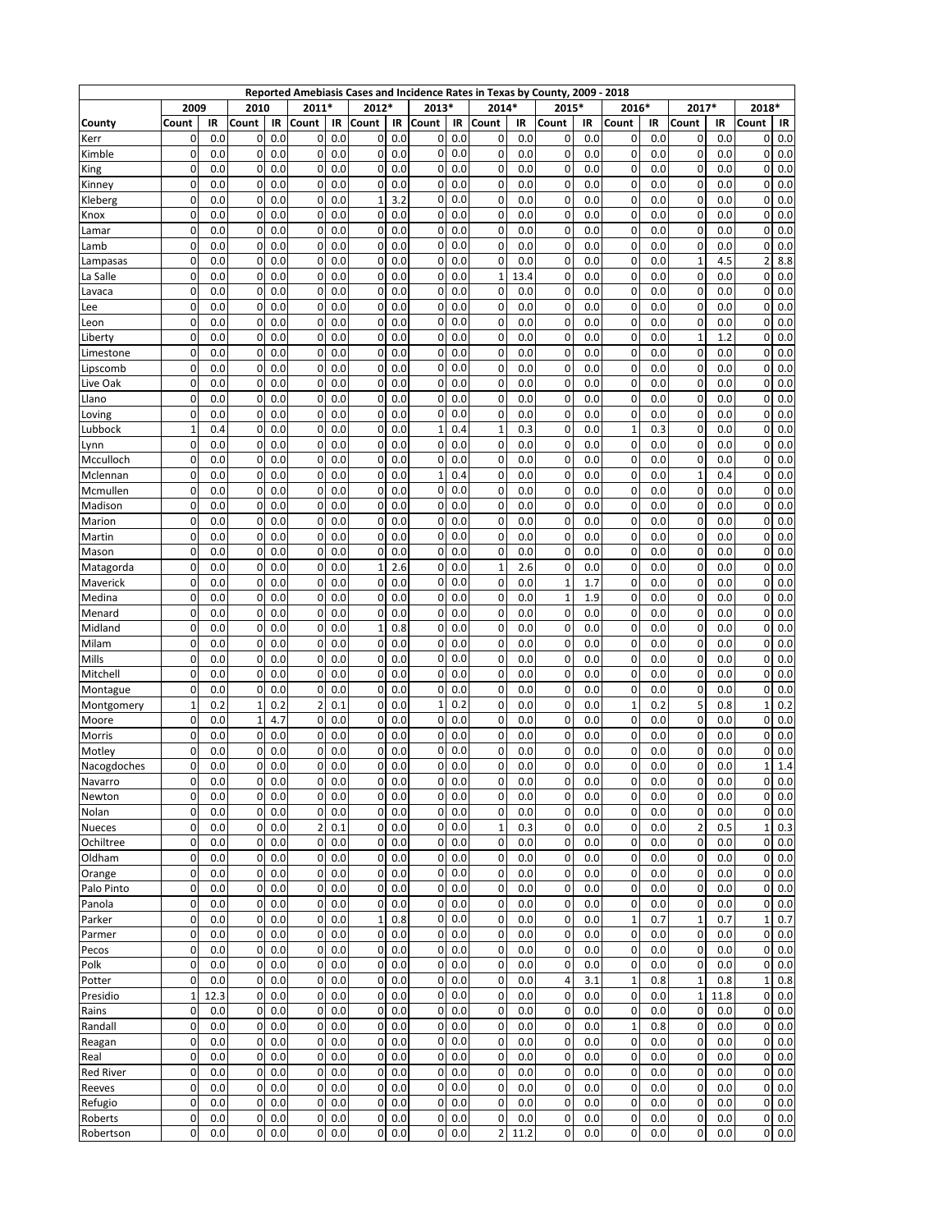| Reported Amebiasis Cases and Incidence Rates in Texas by County, 2009 - 2018 | | | | | | | | | | | | | | | | | | | | |
|---|---|---|---|---|---|---|---|---|---|---|---|---|---|---|---|---|---|---|---|---|
| | 2009 | | 2010 | | 2011* | | 2012* | | 2013* | | 2014* | | 2015* | | 2016* | | 2017* | | 2018* | |
| County | Count | IR | Count | IR | Count | IR | Count | IR | Count | IR | Count | IR | Count | IR | Count | IR | Count | IR | Count | IR |
| Kerr | 0 | 0.0 | 0 | 0.0 | 0 | 0.0 | 0 | 0.0 | 0 | 0.0 | 0 | 0.0 | 0 | 0.0 | 0 | 0.0 | 0 | 0.0 | 0 | 0.0 |
| Kimble | 0 | 0.0 | 0 | 0.0 | 0 | 0.0 | 0 | 0.0 | 0 | 0.0 | 0 | 0.0 | 0 | 0.0 | 0 | 0.0 | 0 | 0.0 | 0 | 0.0 |
| King | 0 | 0.0 | 0 | 0.0 | 0 | 0.0 | 0 | 0.0 | 0 | 0.0 | 0 | 0.0 | 0 | 0.0 | 0 | 0.0 | 0 | 0.0 | 0 | 0.0 |
| Kinney | 0 | 0.0 | 0 | 0.0 | 0 | 0.0 | 0 | 0.0 | 0 | 0.0 | 0 | 0.0 | 0 | 0.0 | 0 | 0.0 | 0 | 0.0 | 0 | 0.0 |
| Kleberg | 0 | 0.0 | 0 | 0.0 | 0 | 0.0 | 1 | 3.2 | 0 | 0.0 | 0 | 0.0 | 0 | 0.0 | 0 | 0.0 | 0 | 0.0 | 0 | 0.0 |
| Knox | 0 | 0.0 | 0 | 0.0 | 0 | 0.0 | 0 | 0.0 | 0 | 0.0 | 0 | 0.0 | 0 | 0.0 | 0 | 0.0 | 0 | 0.0 | 0 | 0.0 |
| Lamar | 0 | 0.0 | 0 | 0.0 | 0 | 0.0 | 0 | 0.0 | 0 | 0.0 | 0 | 0.0 | 0 | 0.0 | 0 | 0.0 | 0 | 0.0 | 0 | 0.0 |
| Lamb | 0 | 0.0 | 0 | 0.0 | 0 | 0.0 | 0 | 0.0 | 0 | 0.0 | 0 | 0.0 | 0 | 0.0 | 0 | 0.0 | 0 | 0.0 | 0 | 0.0 |
| Lampasas | 0 | 0.0 | 0 | 0.0 | 0 | 0.0 | 0 | 0.0 | 0 | 0.0 | 0 | 0.0 | 0 | 0.0 | 0 | 0.0 | 1 | 4.5 | 2 | 8.8 |
| La Salle | 0 | 0.0 | 0 | 0.0 | 0 | 0.0 | 0 | 0.0 | 0 | 0.0 | 1 | 13.4 | 0 | 0.0 | 0 | 0.0 | 0 | 0.0 | 0 | 0.0 |
| Lavaca | 0 | 0.0 | 0 | 0.0 | 0 | 0.0 | 0 | 0.0 | 0 | 0.0 | 0 | 0.0 | 0 | 0.0 | 0 | 0.0 | 0 | 0.0 | 0 | 0.0 |
| Lee | 0 | 0.0 | 0 | 0.0 | 0 | 0.0 | 0 | 0.0 | 0 | 0.0 | 0 | 0.0 | 0 | 0.0 | 0 | 0.0 | 0 | 0.0 | 0 | 0.0 |
| Leon | 0 | 0.0 | 0 | 0.0 | 0 | 0.0 | 0 | 0.0 | 0 | 0.0 | 0 | 0.0 | 0 | 0.0 | 0 | 0.0 | 0 | 0.0 | 0 | 0.0 |
| Liberty | 0 | 0.0 | 0 | 0.0 | 0 | 0.0 | 0 | 0.0 | 0 | 0.0 | 0 | 0.0 | 0 | 0.0 | 0 | 0.0 | 1 | 1.2 | 0 | 0.0 |
| Limestone | 0 | 0.0 | 0 | 0.0 | 0 | 0.0 | 0 | 0.0 | 0 | 0.0 | 0 | 0.0 | 0 | 0.0 | 0 | 0.0 | 0 | 0.0 | 0 | 0.0 |
| Lipscomb | 0 | 0.0 | 0 | 0.0 | 0 | 0.0 | 0 | 0.0 | 0 | 0.0 | 0 | 0.0 | 0 | 0.0 | 0 | 0.0 | 0 | 0.0 | 0 | 0.0 |
| Live Oak | 0 | 0.0 | 0 | 0.0 | 0 | 0.0 | 0 | 0.0 | 0 | 0.0 | 0 | 0.0 | 0 | 0.0 | 0 | 0.0 | 0 | 0.0 | 0 | 0.0 |
| Llano | 0 | 0.0 | 0 | 0.0 | 0 | 0.0 | 0 | 0.0 | 0 | 0.0 | 0 | 0.0 | 0 | 0.0 | 0 | 0.0 | 0 | 0.0 | 0 | 0.0 |
| Loving | 0 | 0.0 | 0 | 0.0 | 0 | 0.0 | 0 | 0.0 | 0 | 0.0 | 0 | 0.0 | 0 | 0.0 | 0 | 0.0 | 0 | 0.0 | 0 | 0.0 |
| Lubbock | 1 | 0.4 | 0 | 0.0 | 0 | 0.0 | 0 | 0.0 | 1 | 0.4 | 1 | 0.3 | 0 | 0.0 | 1 | 0.3 | 0 | 0.0 | 0 | 0.0 |
| Lynn | 0 | 0.0 | 0 | 0.0 | 0 | 0.0 | 0 | 0.0 | 0 | 0.0 | 0 | 0.0 | 0 | 0.0 | 0 | 0.0 | 0 | 0.0 | 0 | 0.0 |
| Mcculloch | 0 | 0.0 | 0 | 0.0 | 0 | 0.0 | 0 | 0.0 | 0 | 0.0 | 0 | 0.0 | 0 | 0.0 | 0 | 0.0 | 0 | 0.0 | 0 | 0.0 |
| Mclennan | 0 | 0.0 | 0 | 0.0 | 0 | 0.0 | 0 | 0.0 | 1 | 0.4 | 0 | 0.0 | 0 | 0.0 | 0 | 0.0 | 1 | 0.4 | 0 | 0.0 |
| Mcmullen | 0 | 0.0 | 0 | 0.0 | 0 | 0.0 | 0 | 0.0 | 0 | 0.0 | 0 | 0.0 | 0 | 0.0 | 0 | 0.0 | 0 | 0.0 | 0 | 0.0 |
| Madison | 0 | 0.0 | 0 | 0.0 | 0 | 0.0 | 0 | 0.0 | 0 | 0.0 | 0 | 0.0 | 0 | 0.0 | 0 | 0.0 | 0 | 0.0 | 0 | 0.0 |
| Marion | 0 | 0.0 | 0 | 0.0 | 0 | 0.0 | 0 | 0.0 | 0 | 0.0 | 0 | 0.0 | 0 | 0.0 | 0 | 0.0 | 0 | 0.0 | 0 | 0.0 |
| Martin | 0 | 0.0 | 0 | 0.0 | 0 | 0.0 | 0 | 0.0 | 0 | 0.0 | 0 | 0.0 | 0 | 0.0 | 0 | 0.0 | 0 | 0.0 | 0 | 0.0 |
| Mason | 0 | 0.0 | 0 | 0.0 | 0 | 0.0 | 0 | 0.0 | 0 | 0.0 | 0 | 0.0 | 0 | 0.0 | 0 | 0.0 | 0 | 0.0 | 0 | 0.0 |
| Matagorda | 0 | 0.0 | 0 | 0.0 | 0 | 0.0 | 1 | 2.6 | 0 | 0.0 | 1 | 2.6 | 0 | 0.0 | 0 | 0.0 | 0 | 0.0 | 0 | 0.0 |
| Maverick | 0 | 0.0 | 0 | 0.0 | 0 | 0.0 | 0 | 0.0 | 0 | 0.0 | 0 | 0.0 | 1 | 1.7 | 0 | 0.0 | 0 | 0.0 | 0 | 0.0 |
| Medina | 0 | 0.0 | 0 | 0.0 | 0 | 0.0 | 0 | 0.0 | 0 | 0.0 | 0 | 0.0 | 1 | 1.9 | 0 | 0.0 | 0 | 0.0 | 0 | 0.0 |
| Menard | 0 | 0.0 | 0 | 0.0 | 0 | 0.0 | 0 | 0.0 | 0 | 0.0 | 0 | 0.0 | 0 | 0.0 | 0 | 0.0 | 0 | 0.0 | 0 | 0.0 |
| Midland | 0 | 0.0 | 0 | 0.0 | 0 | 0.0 | 1 | 0.8 | 0 | 0.0 | 0 | 0.0 | 0 | 0.0 | 0 | 0.0 | 0 | 0.0 | 0 | 0.0 |
| Milam | 0 | 0.0 | 0 | 0.0 | 0 | 0.0 | 0 | 0.0 | 0 | 0.0 | 0 | 0.0 | 0 | 0.0 | 0 | 0.0 | 0 | 0.0 | 0 | 0.0 |
| Mills | 0 | 0.0 | 0 | 0.0 | 0 | 0.0 | 0 | 0.0 | 0 | 0.0 | 0 | 0.0 | 0 | 0.0 | 0 | 0.0 | 0 | 0.0 | 0 | 0.0 |
| Mitchell | 0 | 0.0 | 0 | 0.0 | 0 | 0.0 | 0 | 0.0 | 0 | 0.0 | 0 | 0.0 | 0 | 0.0 | 0 | 0.0 | 0 | 0.0 | 0 | 0.0 |
| Montague | 0 | 0.0 | 0 | 0.0 | 0 | 0.0 | 0 | 0.0 | 0 | 0.0 | 0 | 0.0 | 0 | 0.0 | 0 | 0.0 | 0 | 0.0 | 0 | 0.0 |
| Montgomery | 1 | 0.2 | 1 | 0.2 | 2 | 0.1 | 0 | 0.0 | 1 | 0.2 | 0 | 0.0 | 0 | 0.0 | 1 | 0.2 | 5 | 0.8 | 1 | 0.2 |
| Moore | 0 | 0.0 | 1 | 4.7 | 0 | 0.0 | 0 | 0.0 | 0 | 0.0 | 0 | 0.0 | 0 | 0.0 | 0 | 0.0 | 0 | 0.0 | 0 | 0.0 |
| Morris | 0 | 0.0 | 0 | 0.0 | 0 | 0.0 | 0 | 0.0 | 0 | 0.0 | 0 | 0.0 | 0 | 0.0 | 0 | 0.0 | 0 | 0.0 | 0 | 0.0 |
| Motley | 0 | 0.0 | 0 | 0.0 | 0 | 0.0 | 0 | 0.0 | 0 | 0.0 | 0 | 0.0 | 0 | 0.0 | 0 | 0.0 | 0 | 0.0 | 0 | 0.0 |
| Nacogdoches | 0 | 0.0 | 0 | 0.0 | 0 | 0.0 | 0 | 0.0 | 0 | 0.0 | 0 | 0.0 | 0 | 0.0 | 0 | 0.0 | 0 | 0.0 | 1 | 1.4 |
| Navarro | 0 | 0.0 | 0 | 0.0 | 0 | 0.0 | 0 | 0.0 | 0 | 0.0 | 0 | 0.0 | 0 | 0.0 | 0 | 0.0 | 0 | 0.0 | 0 | 0.0 |
| Newton | 0 | 0.0 | 0 | 0.0 | 0 | 0.0 | 0 | 0.0 | 0 | 0.0 | 0 | 0.0 | 0 | 0.0 | 0 | 0.0 | 0 | 0.0 | 0 | 0.0 |
| Nolan | 0 | 0.0 | 0 | 0.0 | 0 | 0.0 | 0 | 0.0 | 0 | 0.0 | 0 | 0.0 | 0 | 0.0 | 0 | 0.0 | 0 | 0.0 | 0 | 0.0 |
| Nueces | 0 | 0.0 | 0 | 0.0 | 2 | 0.1 | 0 | 0.0 | 0 | 0.0 | 1 | 0.3 | 0 | 0.0 | 0 | 0.0 | 2 | 0.5 | 1 | 0.3 |
| Ochiltree | 0 | 0.0 | 0 | 0.0 | 0 | 0.0 | 0 | 0.0 | 0 | 0.0 | 0 | 0.0 | 0 | 0.0 | 0 | 0.0 | 0 | 0.0 | 0 | 0.0 |
| Oldham | 0 | 0.0 | 0 | 0.0 | 0 | 0.0 | 0 | 0.0 | 0 | 0.0 | 0 | 0.0 | 0 | 0.0 | 0 | 0.0 | 0 | 0.0 | 0 | 0.0 |
| Orange | 0 | 0.0 | 0 | 0.0 | 0 | 0.0 | 0 | 0.0 | 0 | 0.0 | 0 | 0.0 | 0 | 0.0 | 0 | 0.0 | 0 | 0.0 | 0 | 0.0 |
| Palo Pinto | 0 | 0.0 | 0 | 0.0 | 0 | 0.0 | 0 | 0.0 | 0 | 0.0 | 0 | 0.0 | 0 | 0.0 | 0 | 0.0 | 0 | 0.0 | 0 | 0.0 |
| Panola | 0 | 0.0 | 0 | 0.0 | 0 | 0.0 | 0 | 0.0 | 0 | 0.0 | 0 | 0.0 | 0 | 0.0 | 0 | 0.0 | 0 | 0.0 | 0 | 0.0 |
| Parker | 0 | 0.0 | 0 | 0.0 | 0 | 0.0 | 1 | 0.8 | 0 | 0.0 | 0 | 0.0 | 0 | 0.0 | 1 | 0.7 | 1 | 0.7 | 1 | 0.7 |
| Parmer | 0 | 0.0 | 0 | 0.0 | 0 | 0.0 | 0 | 0.0 | 0 | 0.0 | 0 | 0.0 | 0 | 0.0 | 0 | 0.0 | 0 | 0.0 | 0 | 0.0 |
| Pecos | 0 | 0.0 | 0 | 0.0 | 0 | 0.0 | 0 | 0.0 | 0 | 0.0 | 0 | 0.0 | 0 | 0.0 | 0 | 0.0 | 0 | 0.0 | 0 | 0.0 |
| Polk | 0 | 0.0 | 0 | 0.0 | 0 | 0.0 | 0 | 0.0 | 0 | 0.0 | 0 | 0.0 | 0 | 0.0 | 0 | 0.0 | 0 | 0.0 | 0 | 0.0 |
| Potter | 0 | 0.0 | 0 | 0.0 | 0 | 0.0 | 0 | 0.0 | 0 | 0.0 | 0 | 0.0 | 4 | 3.1 | 1 | 0.8 | 1 | 0.8 | 1 | 0.8 |
| Presidio | 1 | 12.3 | 0 | 0.0 | 0 | 0.0 | 0 | 0.0 | 0 | 0.0 | 0 | 0.0 | 0 | 0.0 | 0 | 0.0 | 1 | 11.8 | 0 | 0.0 |
| Rains | 0 | 0.0 | 0 | 0.0 | 0 | 0.0 | 0 | 0.0 | 0 | 0.0 | 0 | 0.0 | 0 | 0.0 | 0 | 0.0 | 0 | 0.0 | 0 | 0.0 |
| Randall | 0 | 0.0 | 0 | 0.0 | 0 | 0.0 | 0 | 0.0 | 0 | 0.0 | 0 | 0.0 | 0 | 0.0 | 1 | 0.8 | 0 | 0.0 | 0 | 0.0 |
| Reagan | 0 | 0.0 | 0 | 0.0 | 0 | 0.0 | 0 | 0.0 | 0 | 0.0 | 0 | 0.0 | 0 | 0.0 | 0 | 0.0 | 0 | 0.0 | 0 | 0.0 |
| Real | 0 | 0.0 | 0 | 0.0 | 0 | 0.0 | 0 | 0.0 | 0 | 0.0 | 0 | 0.0 | 0 | 0.0 | 0 | 0.0 | 0 | 0.0 | 0 | 0.0 |
| Red River | 0 | 0.0 | 0 | 0.0 | 0 | 0.0 | 0 | 0.0 | 0 | 0.0 | 0 | 0.0 | 0 | 0.0 | 0 | 0.0 | 0 | 0.0 | 0 | 0.0 |
| Reeves | 0 | 0.0 | 0 | 0.0 | 0 | 0.0 | 0 | 0.0 | 0 | 0.0 | 0 | 0.0 | 0 | 0.0 | 0 | 0.0 | 0 | 0.0 | 0 | 0.0 |
| Refugio | 0 | 0.0 | 0 | 0.0 | 0 | 0.0 | 0 | 0.0 | 0 | 0.0 | 0 | 0.0 | 0 | 0.0 | 0 | 0.0 | 0 | 0.0 | 0 | 0.0 |
| Roberts | 0 | 0.0 | 0 | 0.0 | 0 | 0.0 | 0 | 0.0 | 0 | 0.0 | 0 | 0.0 | 0 | 0.0 | 0 | 0.0 | 0 | 0.0 | 0 | 0.0 |
| Robertson | 0 | 0.0 | 0 | 0.0 | 0 | 0.0 | 0 | 0.0 | 0 | 0.0 | 2 | 11.2 | 0 | 0.0 | 0 | 0.0 | 0 | 0.0 | 0 | 0.0 |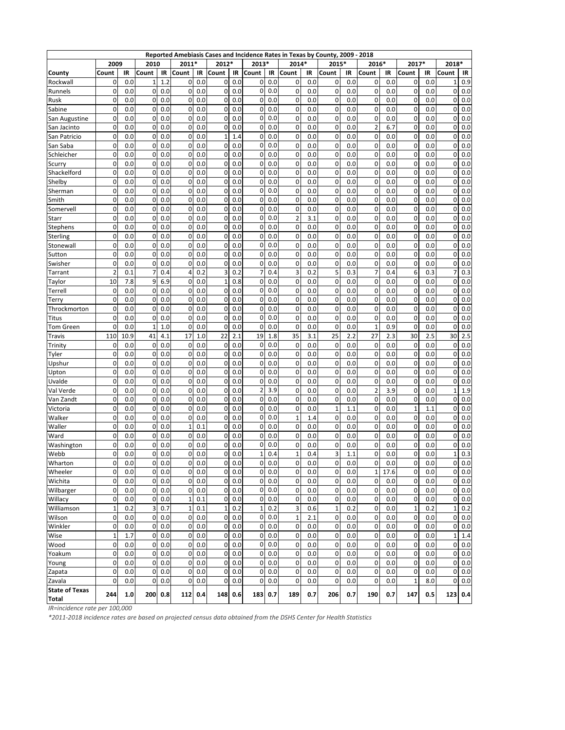| Reported Amebiasis Cases and Incidence Rates in Texas by County, 2009 - 2018 | | | | | | | | | | | | | | | | | | | | |
|---|---|---|---|---|---|---|---|---|---|---|---|---|---|---|---|---|---|---|---|---|
| | 2009 | | 2010 | | 2011* | | 2012* | | 2013* | | 2014* | | 2015* | | 2016* | | 2017* | | 2018* | |
| County | Count | IR | Count | IR | Count | IR | Count | IR | Count | IR | Count | IR | Count | IR | Count | IR | Count | IR | Count | IR |
| Rockwall | 0 | 0.0 | 1 | 1.2 | 0 | 0.0 | 0 | 0.0 | 0 | 0.0 | 0 | 0.0 | 0 | 0.0 | 0 | 0.0 | 0 | 0.0 | 1 | 0.9 |
| Runnels | 0 | 0.0 | 0 | 0.0 | 0 | 0.0 | 0 | 0.0 | 0 | 0.0 | 0 | 0.0 | 0 | 0.0 | 0 | 0.0 | 0 | 0.0 | 0 | 0.0 |
| Rusk | 0 | 0.0 | 0 | 0.0 | 0 | 0.0 | 0 | 0.0 | 0 | 0.0 | 0 | 0.0 | 0 | 0.0 | 0 | 0.0 | 0 | 0.0 | 0 | 0.0 |
| Sabine | 0 | 0.0 | 0 | 0.0 | 0 | 0.0 | 0 | 0.0 | 0 | 0.0 | 0 | 0.0 | 0 | 0.0 | 0 | 0.0 | 0 | 0.0 | 0 | 0.0 |
| San Augustine | 0 | 0.0 | 0 | 0.0 | 0 | 0.0 | 0 | 0.0 | 0 | 0.0 | 0 | 0.0 | 0 | 0.0 | 0 | 0.0 | 0 | 0.0 | 0 | 0.0 |
| San Jacinto | 0 | 0.0 | 0 | 0.0 | 0 | 0.0 | 0 | 0.0 | 0 | 0.0 | 0 | 0.0 | 0 | 0.0 | 2 | 6.7 | 0 | 0.0 | 0 | 0.0 |
| San Patricio | 0 | 0.0 | 0 | 0.0 | 0 | 0.0 | 1 | 1.4 | 0 | 0.0 | 0 | 0.0 | 0 | 0.0 | 0 | 0.0 | 0 | 0.0 | 0 | 0.0 |
| San Saba | 0 | 0.0 | 0 | 0.0 | 0 | 0.0 | 0 | 0.0 | 0 | 0.0 | 0 | 0.0 | 0 | 0.0 | 0 | 0.0 | 0 | 0.0 | 0 | 0.0 |
| Schleicher | 0 | 0.0 | 0 | 0.0 | 0 | 0.0 | 0 | 0.0 | 0 | 0.0 | 0 | 0.0 | 0 | 0.0 | 0 | 0.0 | 0 | 0.0 | 0 | 0.0 |
| Scurry | 0 | 0.0 | 0 | 0.0 | 0 | 0.0 | 0 | 0.0 | 0 | 0.0 | 0 | 0.0 | 0 | 0.0 | 0 | 0.0 | 0 | 0.0 | 0 | 0.0 |
| Shackelford | 0 | 0.0 | 0 | 0.0 | 0 | 0.0 | 0 | 0.0 | 0 | 0.0 | 0 | 0.0 | 0 | 0.0 | 0 | 0.0 | 0 | 0.0 | 0 | 0.0 |
| Shelby | 0 | 0.0 | 0 | 0.0 | 0 | 0.0 | 0 | 0.0 | 0 | 0.0 | 0 | 0.0 | 0 | 0.0 | 0 | 0.0 | 0 | 0.0 | 0 | 0.0 |
| Sherman | 0 | 0.0 | 0 | 0.0 | 0 | 0.0 | 0 | 0.0 | 0 | 0.0 | 0 | 0.0 | 0 | 0.0 | 0 | 0.0 | 0 | 0.0 | 0 | 0.0 |
| Smith | 0 | 0.0 | 0 | 0.0 | 0 | 0.0 | 0 | 0.0 | 0 | 0.0 | 0 | 0.0 | 0 | 0.0 | 0 | 0.0 | 0 | 0.0 | 0 | 0.0 |
| Somervell | 0 | 0.0 | 0 | 0.0 | 0 | 0.0 | 0 | 0.0 | 0 | 0.0 | 0 | 0.0 | 0 | 0.0 | 0 | 0.0 | 0 | 0.0 | 0 | 0.0 |
| Starr | 0 | 0.0 | 0 | 0.0 | 0 | 0.0 | 0 | 0.0 | 0 | 0.0 | 2 | 3.1 | 0 | 0.0 | 0 | 0.0 | 0 | 0.0 | 0 | 0.0 |
| Stephens | 0 | 0.0 | 0 | 0.0 | 0 | 0.0 | 0 | 0.0 | 0 | 0.0 | 0 | 0.0 | 0 | 0.0 | 0 | 0.0 | 0 | 0.0 | 0 | 0.0 |
| Sterling | 0 | 0.0 | 0 | 0.0 | 0 | 0.0 | 0 | 0.0 | 0 | 0.0 | 0 | 0.0 | 0 | 0.0 | 0 | 0.0 | 0 | 0.0 | 0 | 0.0 |
| Stonewall | 0 | 0.0 | 0 | 0.0 | 0 | 0.0 | 0 | 0.0 | 0 | 0.0 | 0 | 0.0 | 0 | 0.0 | 0 | 0.0 | 0 | 0.0 | 0 | 0.0 |
| Sutton | 0 | 0.0 | 0 | 0.0 | 0 | 0.0 | 0 | 0.0 | 0 | 0.0 | 0 | 0.0 | 0 | 0.0 | 0 | 0.0 | 0 | 0.0 | 0 | 0.0 |
| Swisher | 0 | 0.0 | 0 | 0.0 | 0 | 0.0 | 0 | 0.0 | 0 | 0.0 | 0 | 0.0 | 0 | 0.0 | 0 | 0.0 | 0 | 0.0 | 0 | 0.0 |
| Tarrant | 2 | 0.1 | 7 | 0.4 | 4 | 0.2 | 3 | 0.2 | 7 | 0.4 | 3 | 0.2 | 5 | 0.3 | 7 | 0.4 | 6 | 0.3 | 7 | 0.3 |
| Taylor | 10 | 7.8 | 9 | 6.9 | 0 | 0.0 | 1 | 0.8 | 0 | 0.0 | 0 | 0.0 | 0 | 0.0 | 0 | 0.0 | 0 | 0.0 | 0 | 0.0 |
| Terrell | 0 | 0.0 | 0 | 0.0 | 0 | 0.0 | 0 | 0.0 | 0 | 0.0 | 0 | 0.0 | 0 | 0.0 | 0 | 0.0 | 0 | 0.0 | 0 | 0.0 |
| Terry | 0 | 0.0 | 0 | 0.0 | 0 | 0.0 | 0 | 0.0 | 0 | 0.0 | 0 | 0.0 | 0 | 0.0 | 0 | 0.0 | 0 | 0.0 | 0 | 0.0 |
| Throckmorton | 0 | 0.0 | 0 | 0.0 | 0 | 0.0 | 0 | 0.0 | 0 | 0.0 | 0 | 0.0 | 0 | 0.0 | 0 | 0.0 | 0 | 0.0 | 0 | 0.0 |
| Titus | 0 | 0.0 | 0 | 0.0 | 0 | 0.0 | 0 | 0.0 | 0 | 0.0 | 0 | 0.0 | 0 | 0.0 | 0 | 0.0 | 0 | 0.0 | 0 | 0.0 |
| Tom Green | 0 | 0.0 | 1 | 1.0 | 0 | 0.0 | 0 | 0.0 | 0 | 0.0 | 0 | 0.0 | 0 | 0.0 | 1 | 0.9 | 0 | 0.0 | 0 | 0.0 |
| Travis | 110 | 10.9 | 41 | 4.1 | 17 | 1.0 | 22 | 2.1 | 19 | 1.8 | 35 | 3.1 | 25 | 2.2 | 27 | 2.3 | 30 | 2.5 | 30 | 2.5 |
| Trinity | 0 | 0.0 | 0 | 0.0 | 0 | 0.0 | 0 | 0.0 | 0 | 0.0 | 0 | 0.0 | 0 | 0.0 | 0 | 0.0 | 0 | 0.0 | 0 | 0.0 |
| Tyler | 0 | 0.0 | 0 | 0.0 | 0 | 0.0 | 0 | 0.0 | 0 | 0.0 | 0 | 0.0 | 0 | 0.0 | 0 | 0.0 | 0 | 0.0 | 0 | 0.0 |
| Upshur | 0 | 0.0 | 0 | 0.0 | 0 | 0.0 | 0 | 0.0 | 0 | 0.0 | 0 | 0.0 | 0 | 0.0 | 0 | 0.0 | 0 | 0.0 | 0 | 0.0 |
| Upton | 0 | 0.0 | 0 | 0.0 | 0 | 0.0 | 0 | 0.0 | 0 | 0.0 | 0 | 0.0 | 0 | 0.0 | 0 | 0.0 | 0 | 0.0 | 0 | 0.0 |
| Uvalde | 0 | 0.0 | 0 | 0.0 | 0 | 0.0 | 0 | 0.0 | 0 | 0.0 | 0 | 0.0 | 0 | 0.0 | 0 | 0.0 | 0 | 0.0 | 0 | 0.0 |
| Val Verde | 0 | 0.0 | 0 | 0.0 | 0 | 0.0 | 0 | 0.0 | 2 | 3.9 | 0 | 0.0 | 0 | 0.0 | 2 | 3.9 | 0 | 0.0 | 1 | 1.9 |
| Van Zandt | 0 | 0.0 | 0 | 0.0 | 0 | 0.0 | 0 | 0.0 | 0 | 0.0 | 0 | 0.0 | 0 | 0.0 | 0 | 0.0 | 0 | 0.0 | 0 | 0.0 |
| Victoria | 0 | 0.0 | 0 | 0.0 | 0 | 0.0 | 0 | 0.0 | 0 | 0.0 | 0 | 0.0 | 1 | 1.1 | 0 | 0.0 | 1 | 1.1 | 0 | 0.0 |
| Walker | 0 | 0.0 | 0 | 0.0 | 0 | 0.0 | 0 | 0.0 | 0 | 0.0 | 1 | 1.4 | 0 | 0.0 | 0 | 0.0 | 0 | 0.0 | 0 | 0.0 |
| Waller | 0 | 0.0 | 0 | 0.0 | 1 | 0.1 | 0 | 0.0 | 0 | 0.0 | 0 | 0.0 | 0 | 0.0 | 0 | 0.0 | 0 | 0.0 | 0 | 0.0 |
| Ward | 0 | 0.0 | 0 | 0.0 | 0 | 0.0 | 0 | 0.0 | 0 | 0.0 | 0 | 0.0 | 0 | 0.0 | 0 | 0.0 | 0 | 0.0 | 0 | 0.0 |
| Washington | 0 | 0.0 | 0 | 0.0 | 0 | 0.0 | 0 | 0.0 | 0 | 0.0 | 0 | 0.0 | 0 | 0.0 | 0 | 0.0 | 0 | 0.0 | 0 | 0.0 |
| Webb | 0 | 0.0 | 0 | 0.0 | 0 | 0.0 | 0 | 0.0 | 1 | 0.4 | 1 | 0.4 | 3 | 1.1 | 0 | 0.0 | 0 | 0.0 | 1 | 0.3 |
| Wharton | 0 | 0.0 | 0 | 0.0 | 0 | 0.0 | 0 | 0.0 | 0 | 0.0 | 0 | 0.0 | 0 | 0.0 | 0 | 0.0 | 0 | 0.0 | 0 | 0.0 |
| Wheeler | 0 | 0.0 | 0 | 0.0 | 0 | 0.0 | 0 | 0.0 | 0 | 0.0 | 0 | 0.0 | 0 | 0.0 | 1 | 17.6 | 0 | 0.0 | 0 | 0.0 |
| Wichita | 0 | 0.0 | 0 | 0.0 | 0 | 0.0 | 0 | 0.0 | 0 | 0.0 | 0 | 0.0 | 0 | 0.0 | 0 | 0.0 | 0 | 0.0 | 0 | 0.0 |
| Wilbarger | 0 | 0.0 | 0 | 0.0 | 0 | 0.0 | 0 | 0.0 | 0 | 0.0 | 0 | 0.0 | 0 | 0.0 | 0 | 0.0 | 0 | 0.0 | 0 | 0.0 |
| Willacy | 0 | 0.0 | 0 | 0.0 | 1 | 0.1 | 0 | 0.0 | 0 | 0.0 | 0 | 0.0 | 0 | 0.0 | 0 | 0.0 | 0 | 0.0 | 0 | 0.0 |
| Williamson | 1 | 0.2 | 3 | 0.7 | 1 | 0.1 | 1 | 0.2 | 1 | 0.2 | 3 | 0.6 | 1 | 0.2 | 0 | 0.0 | 1 | 0.2 | 1 | 0.2 |
| Wilson | 0 | 0.0 | 0 | 0.0 | 0 | 0.0 | 0 | 0.0 | 0 | 0.0 | 1 | 2.1 | 0 | 0.0 | 0 | 0.0 | 0 | 0.0 | 0 | 0.0 |
| Winkler | 0 | 0.0 | 0 | 0.0 | 0 | 0.0 | 0 | 0.0 | 0 | 0.0 | 0 | 0.0 | 0 | 0.0 | 0 | 0.0 | 0 | 0.0 | 0 | 0.0 |
| Wise | 1 | 1.7 | 0 | 0.0 | 0 | 0.0 | 0 | 0.0 | 0 | 0.0 | 0 | 0.0 | 0 | 0.0 | 0 | 0.0 | 0 | 0.0 | 1 | 1.4 |
| Wood | 0 | 0.0 | 0 | 0.0 | 0 | 0.0 | 0 | 0.0 | 0 | 0.0 | 0 | 0.0 | 0 | 0.0 | 0 | 0.0 | 0 | 0.0 | 0 | 0.0 |
| Yoakum | 0 | 0.0 | 0 | 0.0 | 0 | 0.0 | 0 | 0.0 | 0 | 0.0 | 0 | 0.0 | 0 | 0.0 | 0 | 0.0 | 0 | 0.0 | 0 | 0.0 |
| Young | 0 | 0.0 | 0 | 0.0 | 0 | 0.0 | 0 | 0.0 | 0 | 0.0 | 0 | 0.0 | 0 | 0.0 | 0 | 0.0 | 0 | 0.0 | 0 | 0.0 |
| Zapata | 0 | 0.0 | 0 | 0.0 | 0 | 0.0 | 0 | 0.0 | 0 | 0.0 | 0 | 0.0 | 0 | 0.0 | 0 | 0.0 | 0 | 0.0 | 0 | 0.0 |
| Zavala | 0 | 0.0 | 0 | 0.0 | 0 | 0.0 | 0 | 0.0 | 0 | 0.0 | 0 | 0.0 | 0 | 0.0 | 0 | 0.0 | 1 | 8.0 | 0 | 0.0 |
| **State of Texas Total** | **244** | **1.0** | **200** | **0.8** | **112** | **0.4** | **148** | **0.6** | **183** | **0.7** | **189** | **0.7** | **206** | **0.7** | **190** | **0.7** | **147** | **0.5** | **123** | **0.4** |

*IR=incidence rate per 100,000*

*\*2011-2018 incidence rates are based on projected census data obtained from the DSHS Center for Health Statistics*